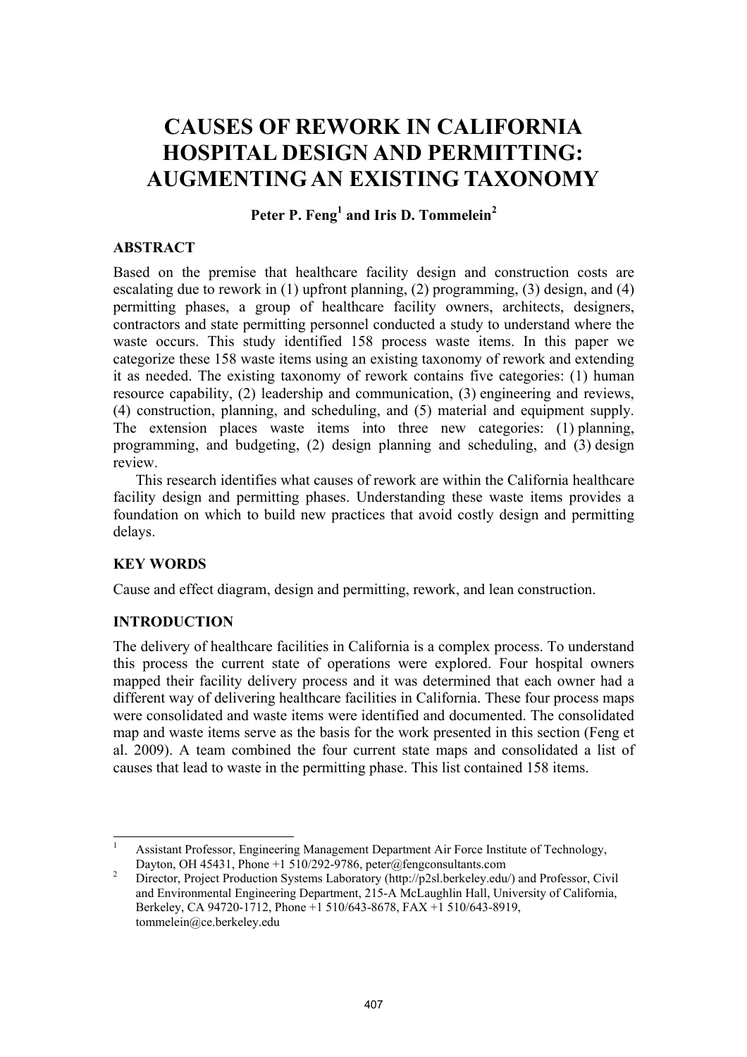# CAUSES OF REWORK IN CALIFORNIA HOSPITAL DESIGN AND PERMITTING: AUGMENTING AN EXISTING TAXONOMY

**Peter P. Feng[1] and Iris D. Tommelein[2]**

## ABSTRACT

Based on the premise that healthcare facility design and construction costs are escalating due to rework in (1) upfront planning, (2) programming, (3) design, and (4) permitting phases, a group of healthcare facility owners, architects, designers, contractors and state permitting personnel conducted a study to understand where the waste occurs. This study identified 158 process waste items. In this paper we categorize these 158 waste items using an existing taxonomy of rework and extending it as needed. The existing taxonomy of rework contains five categories: (1) human resource capability, (2) leadership and communication, (3) engineering and reviews, (4) construction, planning, and scheduling, and (5) material and equipment supply. The extension places waste items into three new categories: (1) planning, programming, and budgeting, (2) design planning and scheduling, and (3) design review.

This research identifies what causes of rework are within the California healthcare facility design and permitting phases. Understanding these waste items provides a foundation on which to build new practices that avoid costly design and permitting delays.

## KEY WORDS

Cause and effect diagram, design and permitting, rework, and lean construction.

## INTRODUCTION

The delivery of healthcare facilities in California is a complex process. To understand this process the current state of operations were explored. Four hospital owners mapped their facility delivery process and it was determined that each owner had a different way of delivering healthcare facilities in California. These four process maps were consolidated and waste items were identified and documented. The consolidated map and waste items serve as the basis for the work presented in this section (Feng et al. 2009). A team combined the four current state maps and consolidated a list of causes that lead to waste in the permitting phase. This list contained 158 items.

---

[1] Assistant Professor, Engineering Management Department Air Force Institute of Technology, Dayton, OH 45431, Phone +1 510/292-9786, peter@fengconsultants.com

[2] Director, Project Production Systems Laboratory (http://p2sl.berkeley.edu/) and Professor, Civil and Environmental Engineering Department, 215-A McLaughlin Hall, University of California, Berkeley, CA 94720-1712, Phone +1 510/643-8678, FAX +1 510/643-8919, tommelein@ce.berkeley.edu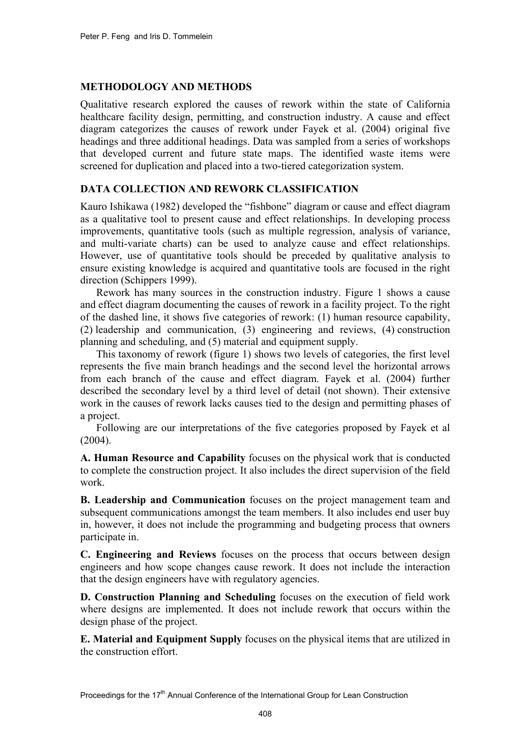## METHODOLOGY AND METHODS

Qualitative research explored the causes of rework within the state of California healthcare facility design, permitting, and construction industry. A cause and effect diagram categorizes the causes of rework under Fayek et al. (2004) original five headings and three additional headings. Data was sampled from a series of workshops that developed current and future state maps. The identified waste items were screened for duplication and placed into a two-tiered categorization system.

## DATA COLLECTION AND REWORK CLASSIFICATION

Kauro Ishikawa (1982) developed the "fishbone" diagram or cause and effect diagram as a qualitative tool to present cause and effect relationships. In developing process improvements, quantitative tools (such as multiple regression, analysis of variance, and multi-variate charts) can be used to analyze cause and effect relationships. However, use of quantitative tools should be preceded by qualitative analysis to ensure existing knowledge is acquired and quantitative tools are focused in the right direction (Schippers 1999).

Rework has many sources in the construction industry. Figure 1 shows a cause and effect diagram documenting the causes of rework in a facility project. To the right of the dashed line, it shows five categories of rework: (1) human resource capability, (2) leadership and communication, (3) engineering and reviews, (4) construction planning and scheduling, and (5) material and equipment supply.

This taxonomy of rework (figure 1) shows two levels of categories, the first level represents the five main branch headings and the second level the horizontal arrows from each branch of the cause and effect diagram. Fayek et al. (2004) further described the secondary level by a third level of detail (not shown). Their extensive work in the causes of rework lacks causes tied to the design and permitting phases of a project.

Following are our interpretations of the five categories proposed by Fayek et al (2004).

**A. Human Resource and Capability** focuses on the physical work that is conducted to complete the construction project. It also includes the direct supervision of the field work.

**B. Leadership and Communication** focuses on the project management team and subsequent communications amongst the team members. It also includes end user buy in, however, it does not include the programming and budgeting process that owners participate in.

**C. Engineering and Reviews** focuses on the process that occurs between design engineers and how scope changes cause rework. It does not include the interaction that the design engineers have with regulatory agencies.

**D. Construction Planning and Scheduling** focuses on the execution of field work where designs are implemented. It does not include rework that occurs within the design phase of the project.

**E. Material and Equipment Supply** focuses on the physical items that are utilized in the construction effort.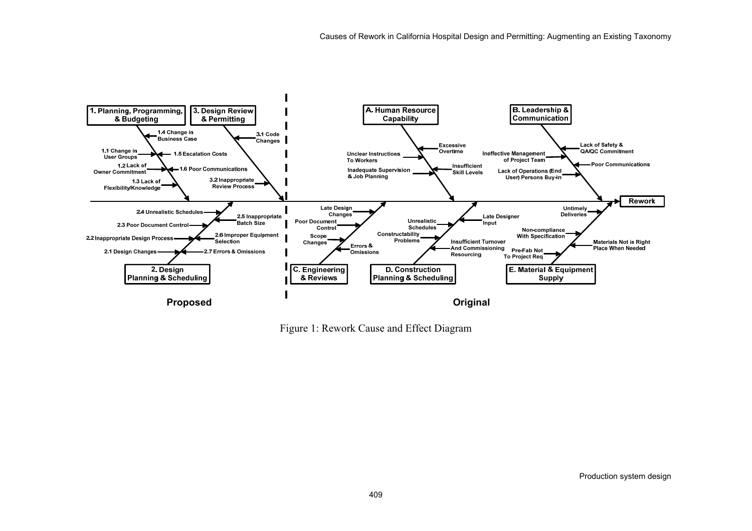**Proposed**

**1. Planning, Programming, & Budgeting**
- 1.1 Change in User Groups
- 1.2 Lack of Owner Commitment
- 1.3 Lack of Flexibility/Knowledge
- 1.4 Change in Business Case
- 1.5 Escalation Costs
- 1.6 Poor Communications

**2. Design Planning & Scheduling**
- 2.1 Design Changes
- 2.2 Inappropriate Design Process
- 2.3 Poor Document Control
- 2.4 Unrealistic Schedules
- 2.5 Inappropriate Batch Size
- 2.6 Improper Equipment Selection
- 2.7 Errors & Omissions

**3. Design Review & Permitting**
- 3.1 Code Changes
- 3.2 Inappropriate Review Process

**Original**

**A. Human Resource Capability**
- Excessive Overtime
- Unclear Instructions To Workers
- Insufficient Skill Levels
- Inadequate Supervision & Job Planning

**B. Leadership & Communication**
- Lack of Safety & QA/QC Commitment
- Ineffective Management of Project Team
- Poor Communications
- Lack of Operations (End User) Persons Buy-in

**C. Engineering & Reviews**
- Late Design Changes
- Poor Document Control
- Scope Changes
- Errors & Omissions

**D. Construction Planning & Scheduling**
- Unrealistic Schedules
- Late Designer Input
- Constructability Problems
- Insufficient Turnover And Commissioning Resourcing

**E. Material & Equipment Supply**
- Untimely Deliveries
- Non-compliance With Specification
- Materials Not in Right Place When Needed
- Pre-Fab Not To Project Req

**Rework**

Figure 1: Rework Cause and Effect Diagram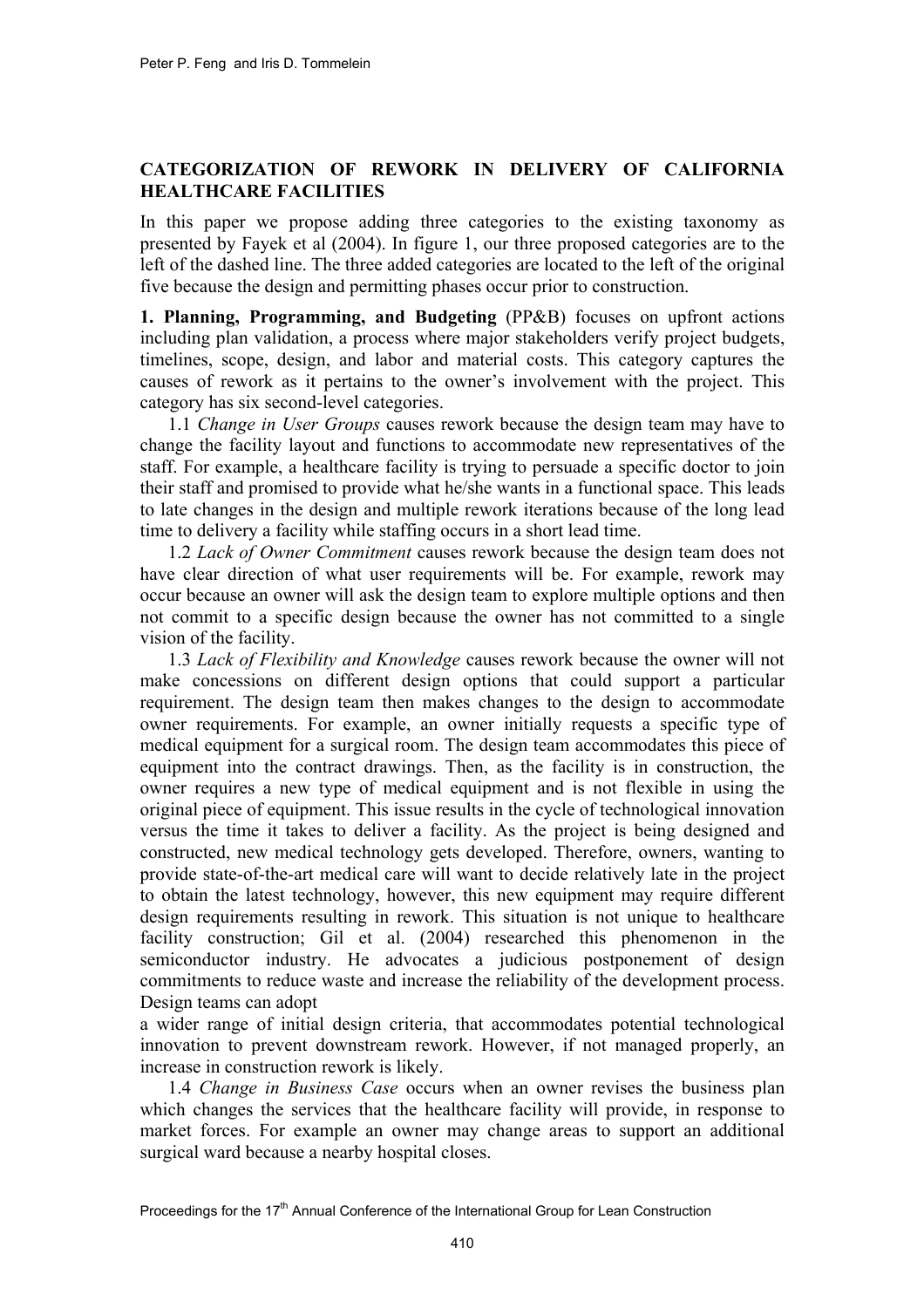## CATEGORIZATION OF REWORK IN DELIVERY OF CALIFORNIA HEALTHCARE FACILITIES

In this paper we propose adding three categories to the existing taxonomy as presented by Fayek et al (2004). In figure 1, our three proposed categories are to the left of the dashed line. The three added categories are located to the left of the original five because the design and permitting phases occur prior to construction.

**1. Planning, Programming, and Budgeting** (PP&B) focuses on upfront actions including plan validation, a process where major stakeholders verify project budgets, timelines, scope, design, and labor and material costs. This category captures the causes of rework as it pertains to the owner's involvement with the project. This category has six second-level categories.

1.1 *Change in User Groups* causes rework because the design team may have to change the facility layout and functions to accommodate new representatives of the staff. For example, a healthcare facility is trying to persuade a specific doctor to join their staff and promised to provide what he/she wants in a functional space. This leads to late changes in the design and multiple rework iterations because of the long lead time to delivery a facility while staffing occurs in a short lead time.

1.2 *Lack of Owner Commitment* causes rework because the design team does not have clear direction of what user requirements will be. For example, rework may occur because an owner will ask the design team to explore multiple options and then not commit to a specific design because the owner has not committed to a single vision of the facility.

1.3 *Lack of Flexibility and Knowledge* causes rework because the owner will not make concessions on different design options that could support a particular requirement. The design team then makes changes to the design to accommodate owner requirements. For example, an owner initially requests a specific type of medical equipment for a surgical room. The design team accommodates this piece of equipment into the contract drawings. Then, as the facility is in construction, the owner requires a new type of medical equipment and is not flexible in using the original piece of equipment. This issue results in the cycle of technological innovation versus the time it takes to deliver a facility. As the project is being designed and constructed, new medical technology gets developed. Therefore, owners, wanting to provide state-of-the-art medical care will want to decide relatively late in the project to obtain the latest technology, however, this new equipment may require different design requirements resulting in rework. This situation is not unique to healthcare facility construction; Gil et al. (2004) researched this phenomenon in the semiconductor industry. He advocates a judicious postponement of design commitments to reduce waste and increase the reliability of the development process. Design teams can adopt a wider range of initial design criteria, that accommodates potential technological innovation to prevent downstream rework. However, if not managed properly, an increase in construction rework is likely.

1.4 *Change in Business Case* occurs when an owner revises the business plan which changes the services that the healthcare facility will provide, in response to market forces. For example an owner may change areas to support an additional surgical ward because a nearby hospital closes.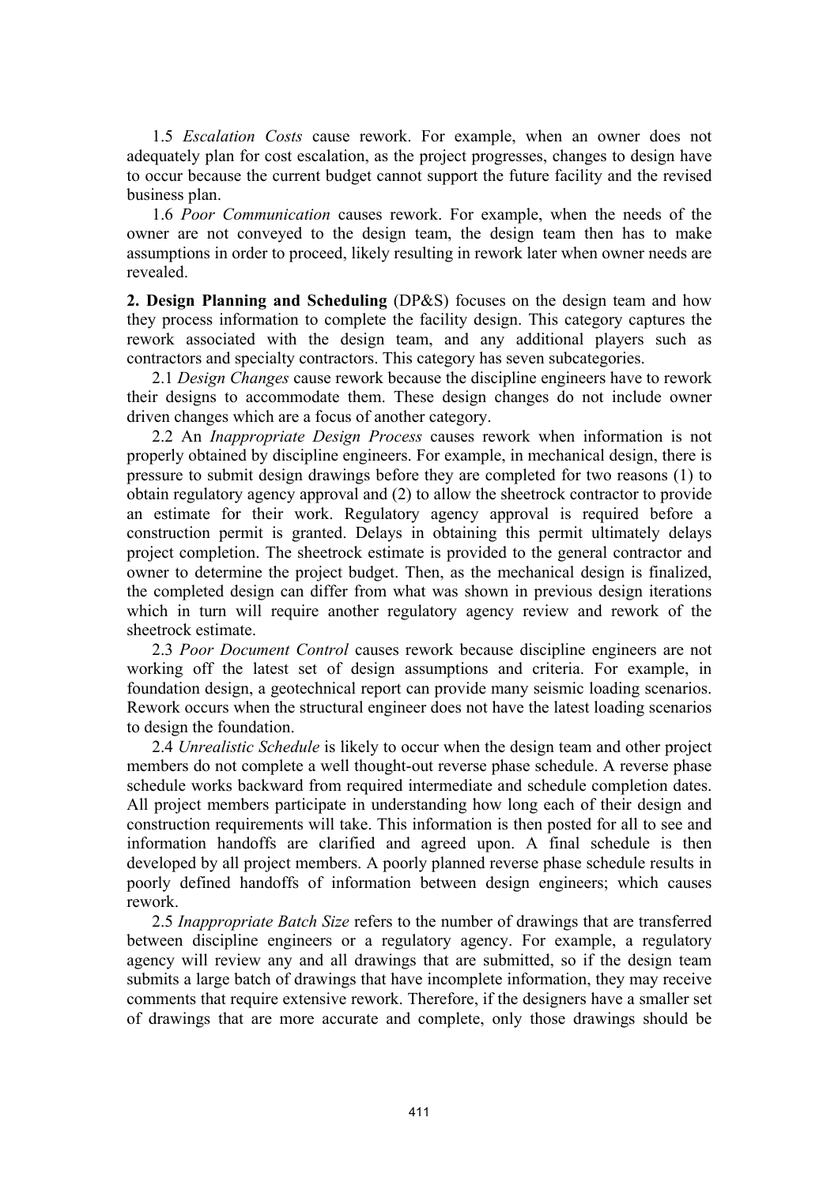1.5 *Escalation Costs* cause rework. For example, when an owner does not adequately plan for cost escalation, as the project progresses, changes to design have to occur because the current budget cannot support the future facility and the revised business plan.

1.6 *Poor Communication* causes rework. For example, when the needs of the owner are not conveyed to the design team, the design team then has to make assumptions in order to proceed, likely resulting in rework later when owner needs are revealed.

**2. Design Planning and Scheduling** (DP&S) focuses on the design team and how they process information to complete the facility design. This category captures the rework associated with the design team, and any additional players such as contractors and specialty contractors. This category has seven subcategories.

2.1 *Design Changes* cause rework because the discipline engineers have to rework their designs to accommodate them. These design changes do not include owner driven changes which are a focus of another category.

2.2 An *Inappropriate Design Process* causes rework when information is not properly obtained by discipline engineers. For example, in mechanical design, there is pressure to submit design drawings before they are completed for two reasons (1) to obtain regulatory agency approval and (2) to allow the sheetrock contractor to provide an estimate for their work. Regulatory agency approval is required before a construction permit is granted. Delays in obtaining this permit ultimately delays project completion. The sheetrock estimate is provided to the general contractor and owner to determine the project budget. Then, as the mechanical design is finalized, the completed design can differ from what was shown in previous design iterations which in turn will require another regulatory agency review and rework of the sheetrock estimate.

2.3 *Poor Document Control* causes rework because discipline engineers are not working off the latest set of design assumptions and criteria. For example, in foundation design, a geotechnical report can provide many seismic loading scenarios. Rework occurs when the structural engineer does not have the latest loading scenarios to design the foundation.

2.4 *Unrealistic Schedule* is likely to occur when the design team and other project members do not complete a well thought-out reverse phase schedule. A reverse phase schedule works backward from required intermediate and schedule completion dates. All project members participate in understanding how long each of their design and construction requirements will take. This information is then posted for all to see and information handoffs are clarified and agreed upon. A final schedule is then developed by all project members. A poorly planned reverse phase schedule results in poorly defined handoffs of information between design engineers; which causes rework.

2.5 *Inappropriate Batch Size* refers to the number of drawings that are transferred between discipline engineers or a regulatory agency. For example, a regulatory agency will review any and all drawings that are submitted, so if the design team submits a large batch of drawings that have incomplete information, they may receive comments that require extensive rework. Therefore, if the designers have a smaller set of drawings that are more accurate and complete, only those drawings should be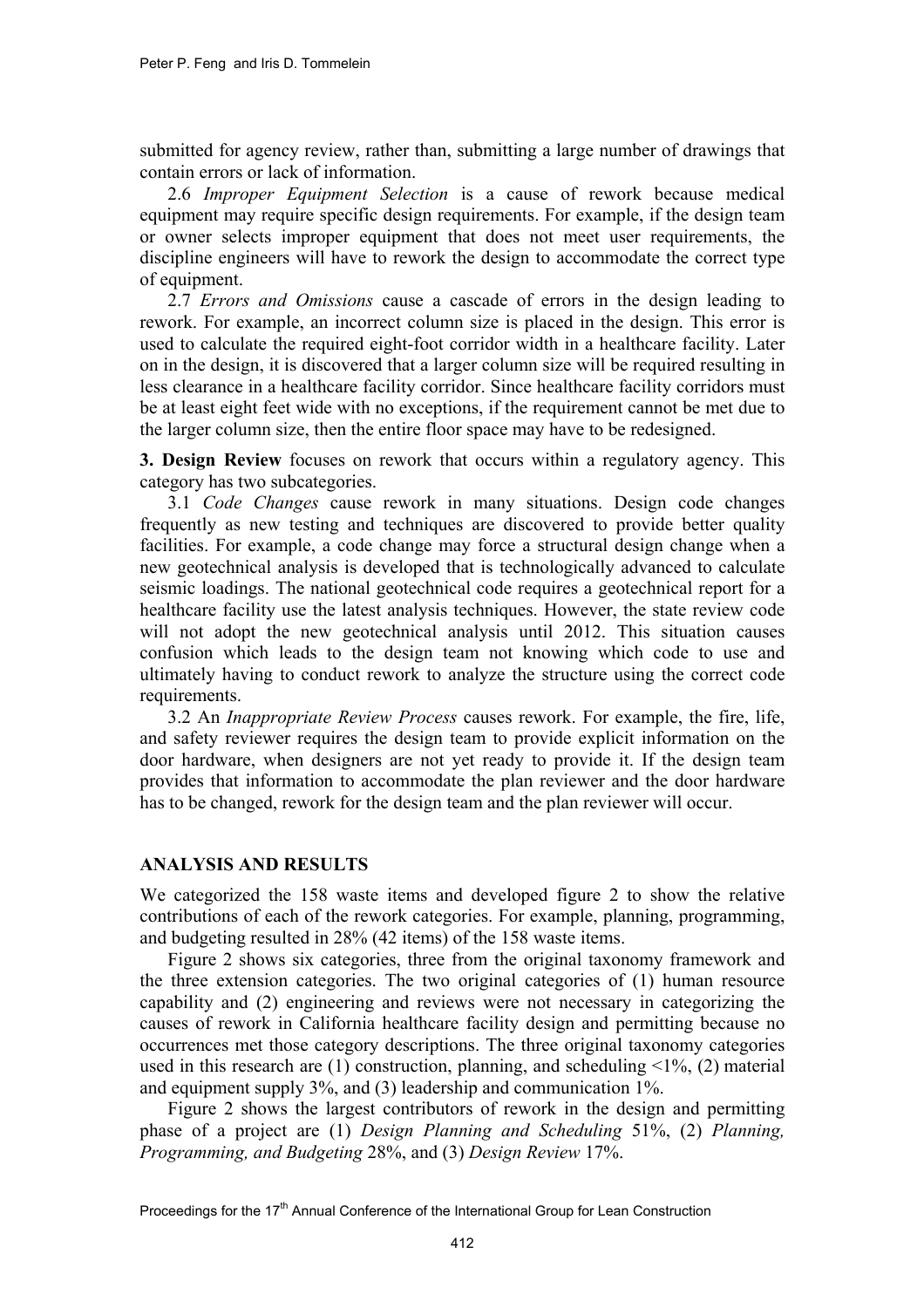submitted for agency review, rather than, submitting a large number of drawings that contain errors or lack of information.

2.6 *Improper Equipment Selection* is a cause of rework because medical equipment may require specific design requirements. For example, if the design team or owner selects improper equipment that does not meet user requirements, the discipline engineers will have to rework the design to accommodate the correct type of equipment.

2.7 *Errors and Omissions* cause a cascade of errors in the design leading to rework. For example, an incorrect column size is placed in the design. This error is used to calculate the required eight-foot corridor width in a healthcare facility. Later on in the design, it is discovered that a larger column size will be required resulting in less clearance in a healthcare facility corridor. Since healthcare facility corridors must be at least eight feet wide with no exceptions, if the requirement cannot be met due to the larger column size, then the entire floor space may have to be redesigned.

**3. Design Review** focuses on rework that occurs within a regulatory agency. This category has two subcategories.

3.1 *Code Changes* cause rework in many situations. Design code changes frequently as new testing and techniques are discovered to provide better quality facilities. For example, a code change may force a structural design change when a new geotechnical analysis is developed that is technologically advanced to calculate seismic loadings. The national geotechnical code requires a geotechnical report for a healthcare facility use the latest analysis techniques. However, the state review code will not adopt the new geotechnical analysis until 2012. This situation causes confusion which leads to the design team not knowing which code to use and ultimately having to conduct rework to analyze the structure using the correct code requirements.

3.2 An *Inappropriate Review Process* causes rework. For example, the fire, life, and safety reviewer requires the design team to provide explicit information on the door hardware, when designers are not yet ready to provide it. If the design team provides that information to accommodate the plan reviewer and the door hardware has to be changed, rework for the design team and the plan reviewer will occur.

## ANALYSIS AND RESULTS

We categorized the 158 waste items and developed figure 2 to show the relative contributions of each of the rework categories. For example, planning, programming, and budgeting resulted in 28% (42 items) of the 158 waste items.

Figure 2 shows six categories, three from the original taxonomy framework and the three extension categories. The two original categories of (1) human resource capability and (2) engineering and reviews were not necessary in categorizing the causes of rework in California healthcare facility design and permitting because no occurrences met those category descriptions. The three original taxonomy categories used in this research are (1) construction, planning, and scheduling <1%, (2) material and equipment supply 3%, and (3) leadership and communication 1%.

Figure 2 shows the largest contributors of rework in the design and permitting phase of a project are (1) *Design Planning and Scheduling* 51%, (2) *Planning, Programming, and Budgeting* 28%, and (3) *Design Review* 17%.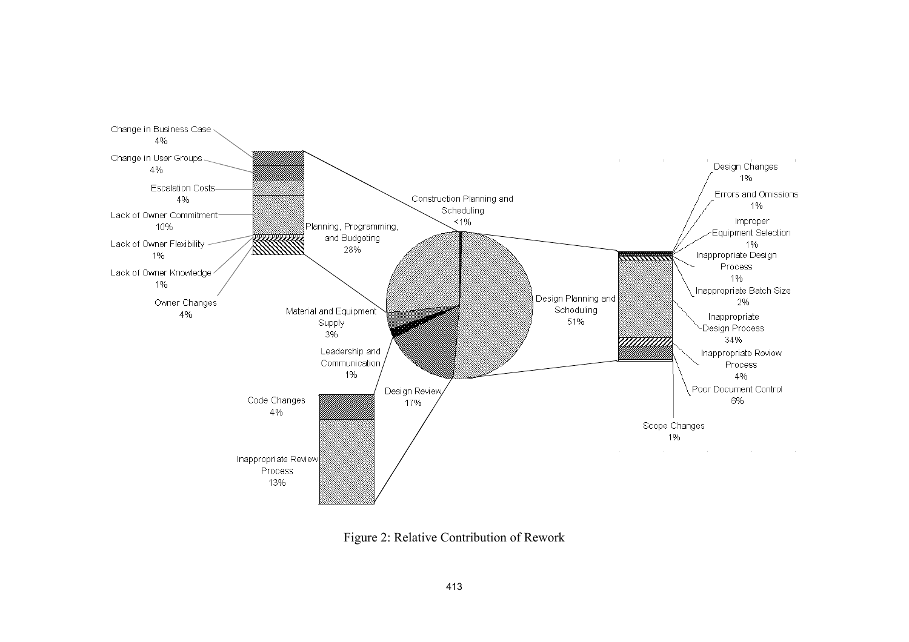Figure 2: Relative Contribution of Rework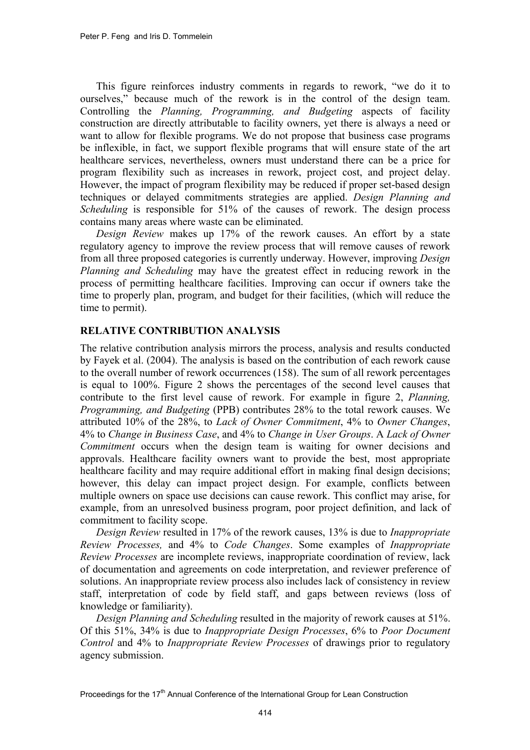This figure reinforces industry comments in regards to rework, "we do it to ourselves," because much of the rework is in the control of the design team. Controlling the *Planning, Programming, and Budgeting* aspects of facility construction are directly attributable to facility owners, yet there is always a need or want to allow for flexible programs. We do not propose that business case programs be inflexible, in fact, we support flexible programs that will ensure state of the art healthcare services, nevertheless, owners must understand there can be a price for program flexibility such as increases in rework, project cost, and project delay. However, the impact of program flexibility may be reduced if proper set-based design techniques or delayed commitments strategies are applied. *Design Planning and Scheduling* is responsible for 51% of the causes of rework. The design process contains many areas where waste can be eliminated.

*Design Review* makes up 17% of the rework causes. An effort by a state regulatory agency to improve the review process that will remove causes of rework from all three proposed categories is currently underway. However, improving *Design Planning and Scheduling* may have the greatest effect in reducing rework in the process of permitting healthcare facilities. Improving can occur if owners take the time to properly plan, program, and budget for their facilities, (which will reduce the time to permit).

## RELATIVE CONTRIBUTION ANALYSIS

The relative contribution analysis mirrors the process, analysis and results conducted by Fayek et al. (2004). The analysis is based on the contribution of each rework cause to the overall number of rework occurrences (158). The sum of all rework percentages is equal to 100%. Figure 2 shows the percentages of the second level causes that contribute to the first level cause of rework. For example in figure 2, *Planning, Programming, and Budgeting* (PPB) contributes 28% to the total rework causes. We attributed 10% of the 28%, to *Lack of Owner Commitment*, 4% to *Owner Changes*, 4% to *Change in Business Case*, and 4% to *Change in User Groups*. A *Lack of Owner Commitment* occurs when the design team is waiting for owner decisions and approvals. Healthcare facility owners want to provide the best, most appropriate healthcare facility and may require additional effort in making final design decisions; however, this delay can impact project design. For example, conflicts between multiple owners on space use decisions can cause rework. This conflict may arise, for example, from an unresolved business program, poor project definition, and lack of commitment to facility scope.

*Design Review* resulted in 17% of the rework causes, 13% is due to *Inappropriate Review Processes,* and 4% to *Code Changes*. Some examples of *Inappropriate Review Processes* are incomplete reviews, inappropriate coordination of review, lack of documentation and agreements on code interpretation, and reviewer preference of solutions. An inappropriate review process also includes lack of consistency in review staff, interpretation of code by field staff, and gaps between reviews (loss of knowledge or familiarity).

*Design Planning and Scheduling* resulted in the majority of rework causes at 51%. Of this 51%, 34% is due to *Inappropriate Design Processes*, 6% to *Poor Document Control* and 4% to *Inappropriate Review Processes* of drawings prior to regulatory agency submission.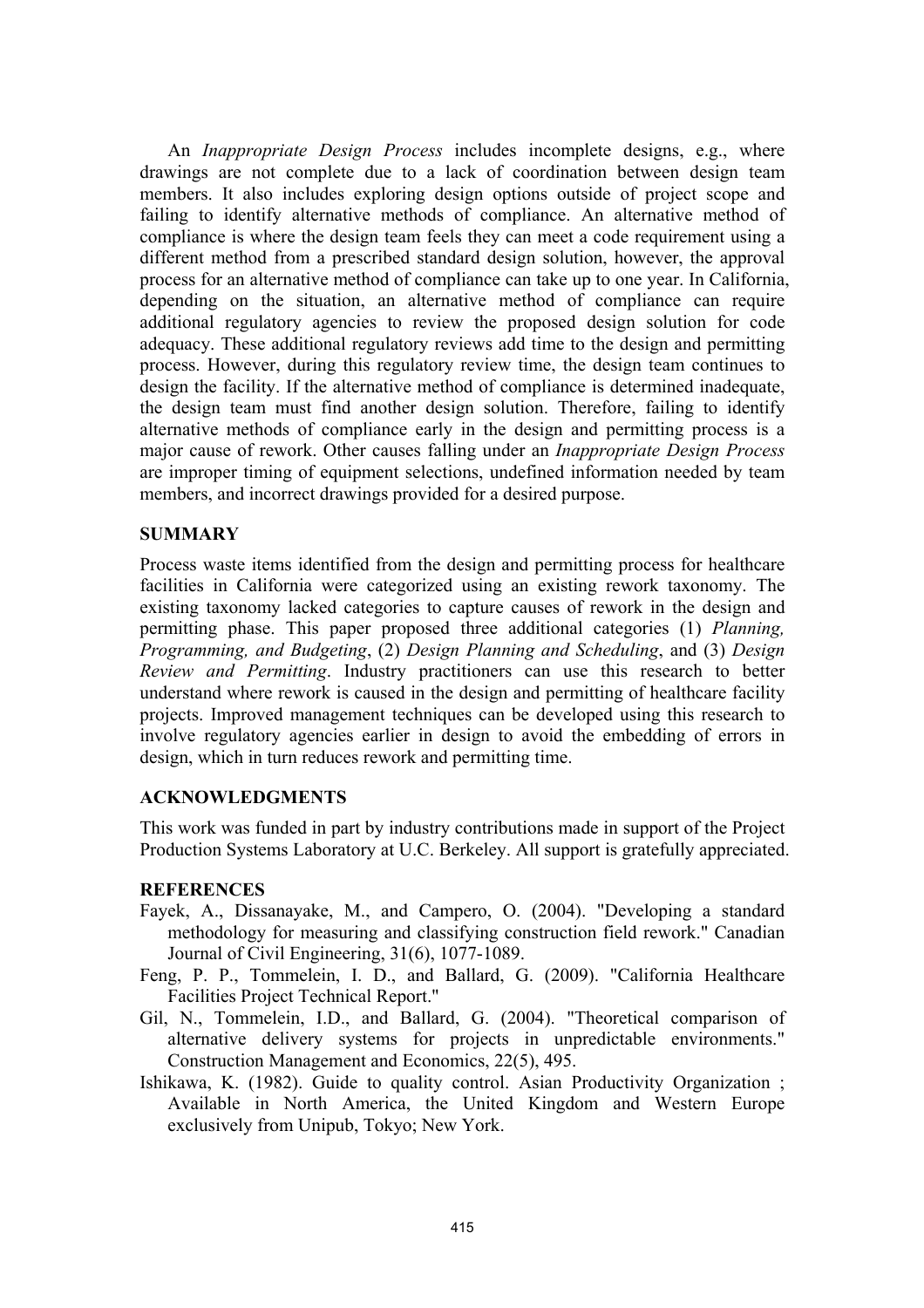An *Inappropriate Design Process* includes incomplete designs, e.g., where drawings are not complete due to a lack of coordination between design team members. It also includes exploring design options outside of project scope and failing to identify alternative methods of compliance. An alternative method of compliance is where the design team feels they can meet a code requirement using a different method from a prescribed standard design solution, however, the approval process for an alternative method of compliance can take up to one year. In California, depending on the situation, an alternative method of compliance can require additional regulatory agencies to review the proposed design solution for code adequacy. These additional regulatory reviews add time to the design and permitting process. However, during this regulatory review time, the design team continues to design the facility. If the alternative method of compliance is determined inadequate, the design team must find another design solution. Therefore, failing to identify alternative methods of compliance early in the design and permitting process is a major cause of rework. Other causes falling under an *Inappropriate Design Process* are improper timing of equipment selections, undefined information needed by team members, and incorrect drawings provided for a desired purpose.

## SUMMARY

Process waste items identified from the design and permitting process for healthcare facilities in California were categorized using an existing rework taxonomy. The existing taxonomy lacked categories to capture causes of rework in the design and permitting phase. This paper proposed three additional categories (1) *Planning, Programming, and Budgeting*, (2) *Design Planning and Scheduling*, and (3) *Design Review and Permitting*. Industry practitioners can use this research to better understand where rework is caused in the design and permitting of healthcare facility projects. Improved management techniques can be developed using this research to involve regulatory agencies earlier in design to avoid the embedding of errors in design, which in turn reduces rework and permitting time.

## ACKNOWLEDGMENTS

This work was funded in part by industry contributions made in support of the Project Production Systems Laboratory at U.C. Berkeley. All support is gratefully appreciated.

## REFERENCES

Fayek, A., Dissanayake, M., and Campero, O. (2004). "Developing a standard methodology for measuring and classifying construction field rework." Canadian Journal of Civil Engineering, 31(6), 1077-1089.

Feng, P. P., Tommelein, I. D., and Ballard, G. (2009). "California Healthcare Facilities Project Technical Report."

Gil, N., Tommelein, I.D., and Ballard, G. (2004). "Theoretical comparison of alternative delivery systems for projects in unpredictable environments." Construction Management and Economics, 22(5), 495.

Ishikawa, K. (1982). Guide to quality control. Asian Productivity Organization ; Available in North America, the United Kingdom and Western Europe exclusively from Unipub, Tokyo; New York.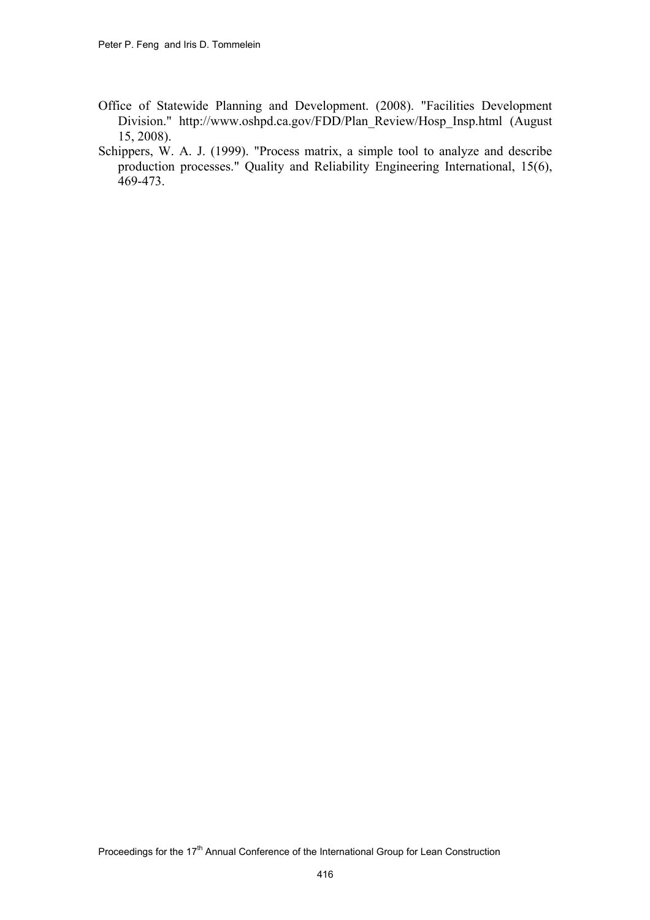Office of Statewide Planning and Development. (2008). "Facilities Development Division." http://www.oshpd.ca.gov/FDD/Plan_Review/Hosp_Insp.html (August 15, 2008).

Schippers, W. A. J. (1999). "Process matrix, a simple tool to analyze and describe production processes." Quality and Reliability Engineering International, 15(6), 469-473.